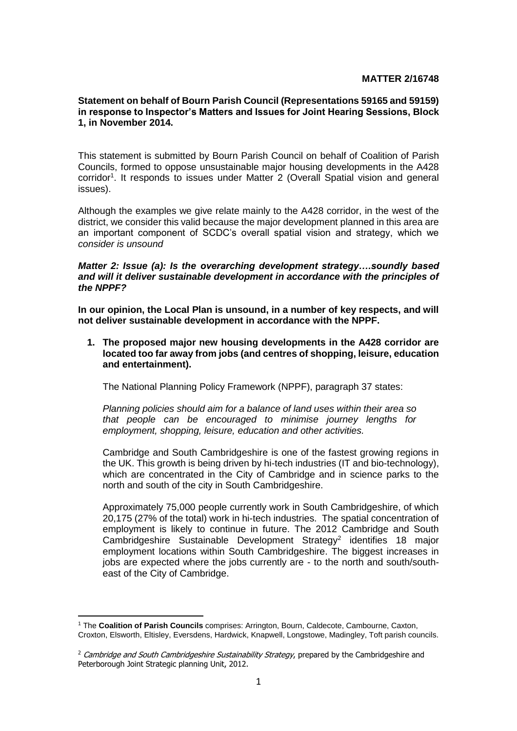**MATTER 2/16748**

**Statement on behalf of Bourn Parish Council (Representations 59165 and 59159) in response to Inspector's Matters and Issues for Joint Hearing Sessions, Block 1, in November 2014.**

This statement is submitted by Bourn Parish Council on behalf of Coalition of Parish Councils, formed to oppose unsustainable major housing developments in the A428 corridor[1]. It responds to issues under Matter 2 (Overall Spatial vision and general issues).

Although the examples we give relate mainly to the A428 corridor, in the west of the district, we consider this valid because the major development planned in this area are an important component of SCDC's overall spatial vision and strategy, which we *consider is unsound*

***Matter 2: Issue (a): Is the overarching development strategy….soundly based and will it deliver sustainable development in accordance with the principles of the NPPF?***

**In our opinion, the Local Plan is unsound, in a number of key respects, and will not deliver sustainable development in accordance with the NPPF.**

1. **The proposed major new housing developments in the A428 corridor are located too far away from jobs (and centres of shopping, leisure, education and entertainment).**

   The National Planning Policy Framework (NPPF), paragraph 37 states:

   *Planning policies should aim for a balance of land uses within their area so that people can be encouraged to minimise journey lengths for employment, shopping, leisure, education and other activities.*

   Cambridge and South Cambridgeshire is one of the fastest growing regions in the UK. This growth is being driven by hi-tech industries (IT and bio-technology), which are concentrated in the City of Cambridge and in science parks to the north and south of the city in South Cambridgeshire.

   Approximately 75,000 people currently work in South Cambridgeshire, of which 20,175 (27% of the total) work in hi-tech industries. The spatial concentration of employment is likely to continue in future. The 2012 Cambridge and South Cambridgeshire Sustainable Development Strategy[2] identifies 18 major employment locations within South Cambridgeshire. The biggest increases in jobs are expected where the jobs currently are - to the north and south/south-east of the City of Cambridge.

---

[1] The **Coalition of Parish Councils** comprises: Arrington, Bourn, Caldecote, Cambourne, Caxton, Croxton, Elsworth, Eltisley, Eversdens, Hardwick, Knapwell, Longstowe, Madingley, Toft parish councils.

[2] *Cambridge and South Cambridgeshire Sustainability Strategy,* prepared by the Cambridgeshire and Peterborough Joint Strategic planning Unit, 2012.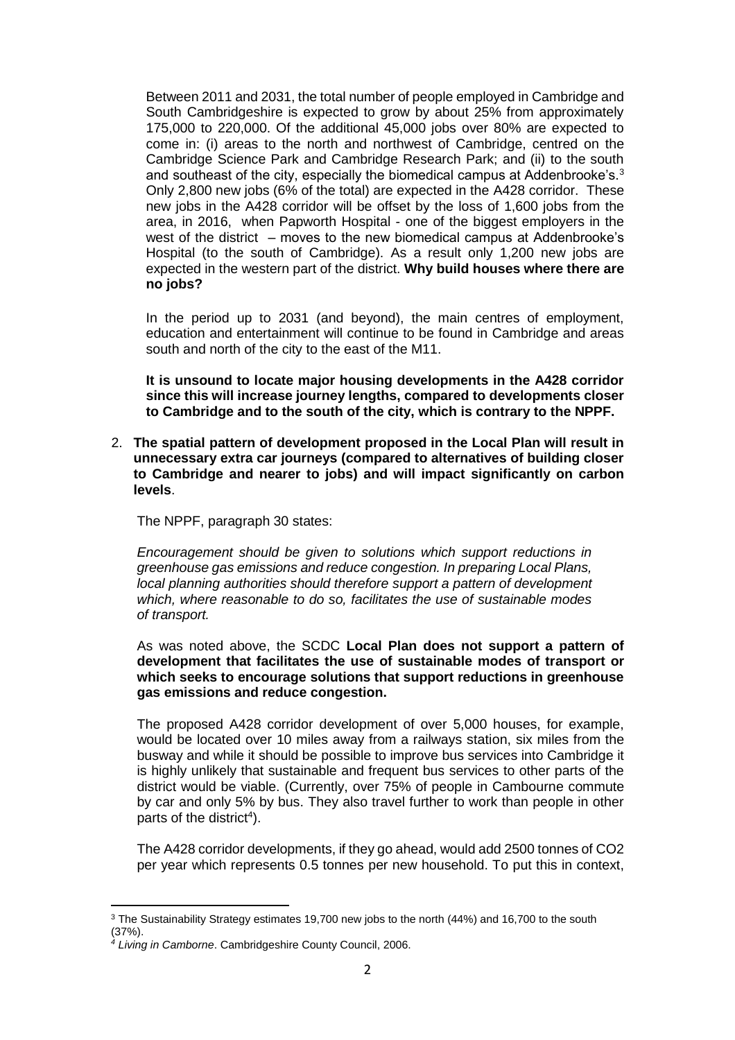Between 2011 and 2031, the total number of people employed in Cambridge and South Cambridgeshire is expected to grow by about 25% from approximately 175,000 to 220,000. Of the additional 45,000 jobs over 80% are expected to come in: (i) areas to the north and northwest of Cambridge, centred on the Cambridge Science Park and Cambridge Research Park; and (ii) to the south and southeast of the city, especially the biomedical campus at Addenbrooke's.[3] Only 2,800 new jobs (6% of the total) are expected in the A428 corridor. These new jobs in the A428 corridor will be offset by the loss of 1,600 jobs from the area, in 2016, when Papworth Hospital - one of the biggest employers in the west of the district – moves to the new biomedical campus at Addenbrooke's Hospital (to the south of Cambridge). As a result only 1,200 new jobs are expected in the western part of the district. **Why build houses where there are no jobs?**

In the period up to 2031 (and beyond), the main centres of employment, education and entertainment will continue to be found in Cambridge and areas south and north of the city to the east of the M11.

**It is unsound to locate major housing developments in the A428 corridor since this will increase journey lengths, compared to developments closer to Cambridge and to the south of the city, which is contrary to the NPPF.**

2. **The spatial pattern of development proposed in the Local Plan will result in unnecessary extra car journeys (compared to alternatives of building closer to Cambridge and nearer to jobs) and will impact significantly on carbon levels**.

   The NPPF, paragraph 30 states:

   *Encouragement should be given to solutions which support reductions in greenhouse gas emissions and reduce congestion. In preparing Local Plans, local planning authorities should therefore support a pattern of development which, where reasonable to do so, facilitates the use of sustainable modes of transport.*

   As was noted above, the SCDC **Local Plan does not support a pattern of development that facilitates the use of sustainable modes of transport or which seeks to encourage solutions that support reductions in greenhouse gas emissions and reduce congestion.**

   The proposed A428 corridor development of over 5,000 houses, for example, would be located over 10 miles away from a railways station, six miles from the busway and while it should be possible to improve bus services into Cambridge it is highly unlikely that sustainable and frequent bus services to other parts of the district would be viable. (Currently, over 75% of people in Cambourne commute by car and only 5% by bus. They also travel further to work than people in other parts of the district[4]).

   The A428 corridor developments, if they go ahead, would add 2500 tonnes of $CO_2$ per year which represents 0.5 tonnes per new household. To put this in context,

---

[3] The Sustainability Strategy estimates 19,700 new jobs to the north (44%) and 16,700 to the south (37%).

[4] *Living in Camborne*. Cambridgeshire County Council, 2006.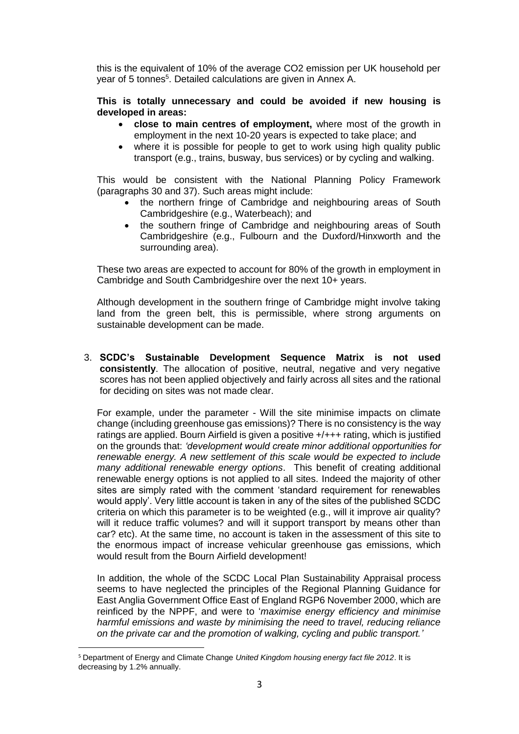this is the equivalent of 10% of the average CO2 emission per UK household per year of 5 tonnes[5]. Detailed calculations are given in Annex A.

**This is totally unnecessary and could be avoided if new housing is developed in areas:**

- **close to main centres of employment,** where most of the growth in employment in the next 10-20 years is expected to take place; and
- where it is possible for people to get to work using high quality public transport (e.g., trains, busway, bus services) or by cycling and walking.

This would be consistent with the National Planning Policy Framework (paragraphs 30 and 37). Such areas might include:

- the northern fringe of Cambridge and neighbouring areas of South Cambridgeshire (e.g., Waterbeach); and
- the southern fringe of Cambridge and neighbouring areas of South Cambridgeshire (e.g., Fulbourn and the Duxford/Hinxworth and the surrounding area).

These two areas are expected to account for 80% of the growth in employment in Cambridge and South Cambridgeshire over the next 10+ years.

Although development in the southern fringe of Cambridge might involve taking land from the green belt, this is permissible, where strong arguments on sustainable development can be made.

3. **SCDC's Sustainable Development Sequence Matrix is not used consistently**. The allocation of positive, neutral, negative and very negative scores has not been applied objectively and fairly across all sites and the rational for deciding on sites was not made clear.

   For example, under the parameter - Will the site minimise impacts on climate change (including greenhouse gas emissions)? There is no consistency is the way ratings are applied. Bourn Airfield is given a positive +/+++ rating, which is justified on the grounds that: *'development would create minor additional opportunities for renewable energy. A new settlement of this scale would be expected to include many additional renewable energy options*. This benefit of creating additional renewable energy options is not applied to all sites. Indeed the majority of other sites are simply rated with the comment 'standard requirement for renewables would apply'. Very little account is taken in any of the sites of the published SCDC criteria on which this parameter is to be weighted (e.g., will it improve air quality? will it reduce traffic volumes? and will it support transport by means other than car? etc). At the same time, no account is taken in the assessment of this site to the enormous impact of increase vehicular greenhouse gas emissions, which would result from the Bourn Airfield development!

   In addition, the whole of the SCDC Local Plan Sustainability Appraisal process seems to have neglected the principles of the Regional Planning Guidance for East Anglia Government Office East of England RGP6 November 2000, which are reinficed by the NPPF, and were to '*maximise energy efficiency and minimise harmful emissions and waste by minimising the need to travel, reducing reliance on the private car and the promotion of walking, cycling and public transport.'*

---

[5] Department of Energy and Climate Change *United Kingdom housing energy fact file 2012*. It is decreasing by 1.2% annually.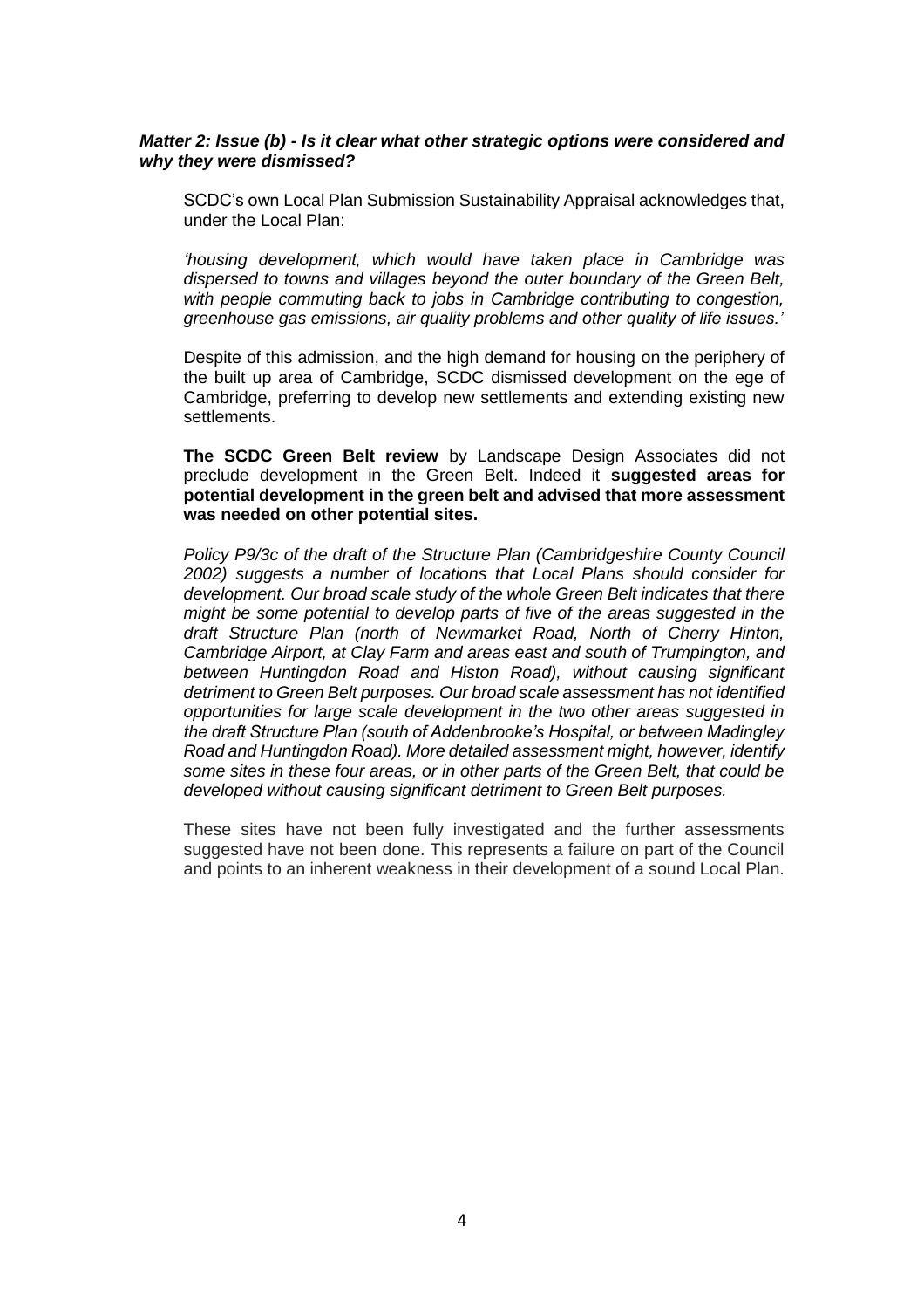***Matter 2: Issue (b) - Is it clear what other strategic options were considered and why they were dismissed?***

SCDC's own Local Plan Submission Sustainability Appraisal acknowledges that, under the Local Plan:

*'housing development, which would have taken place in Cambridge was dispersed to towns and villages beyond the outer boundary of the Green Belt, with people commuting back to jobs in Cambridge contributing to congestion, greenhouse gas emissions, air quality problems and other quality of life issues.'*

Despite of this admission, and the high demand for housing on the periphery of the built up area of Cambridge, SCDC dismissed development on the ege of Cambridge, preferring to develop new settlements and extending existing new settlements.

**The SCDC Green Belt review** by Landscape Design Associates did not preclude development in the Green Belt. Indeed it **suggested areas for potential development in the green belt and advised that more assessment was needed on other potential sites.**

*Policy P9/3c of the draft of the Structure Plan (Cambridgeshire County Council 2002) suggests a number of locations that Local Plans should consider for development. Our broad scale study of the whole Green Belt indicates that there might be some potential to develop parts of five of the areas suggested in the draft Structure Plan (north of Newmarket Road, North of Cherry Hinton, Cambridge Airport, at Clay Farm and areas east and south of Trumpington, and between Huntingdon Road and Histon Road), without causing significant detriment to Green Belt purposes. Our broad scale assessment has not identified opportunities for large scale development in the two other areas suggested in the draft Structure Plan (south of Addenbrooke's Hospital, or between Madingley Road and Huntingdon Road). More detailed assessment might, however, identify some sites in these four areas, or in other parts of the Green Belt, that could be developed without causing significant detriment to Green Belt purposes.*

These sites have not been fully investigated and the further assessments suggested have not been done. This represents a failure on part of the Council and points to an inherent weakness in their development of a sound Local Plan.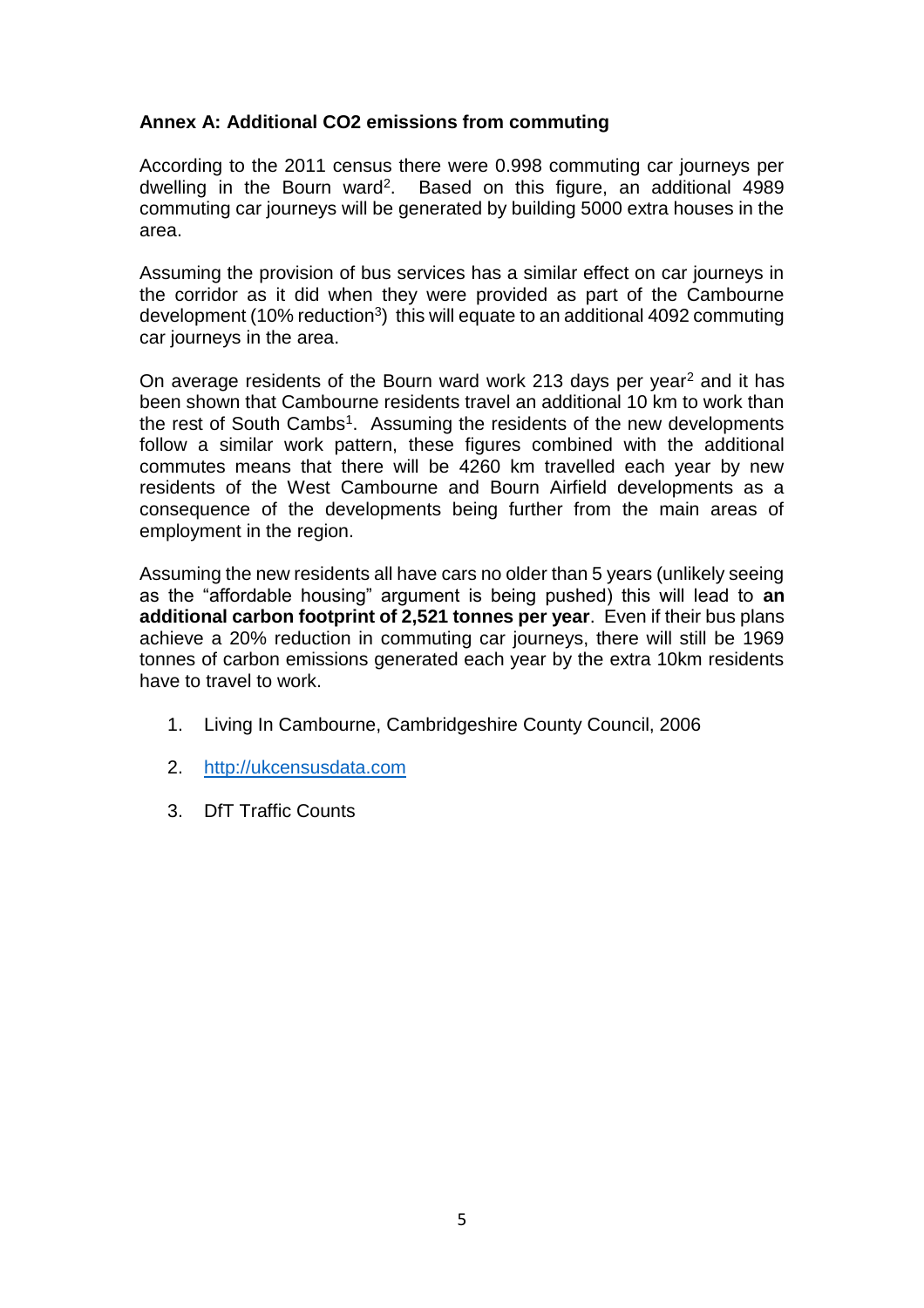**Annex A: Additional CO2 emissions from commuting**

According to the 2011 census there were 0.998 commuting car journeys per dwelling in the Bourn ward[2]. Based on this figure, an additional 4989 commuting car journeys will be generated by building 5000 extra houses in the area.

Assuming the provision of bus services has a similar effect on car journeys in the corridor as it did when they were provided as part of the Cambourne development (10% reduction[3]) this will equate to an additional 4092 commuting car journeys in the area.

On average residents of the Bourn ward work 213 days per year[2] and it has been shown that Cambourne residents travel an additional 10 km to work than the rest of South Cambs[1]. Assuming the residents of the new developments follow a similar work pattern, these figures combined with the additional commutes means that there will be 4260 km travelled each year by new residents of the West Cambourne and Bourn Airfield developments as a consequence of the developments being further from the main areas of employment in the region.

Assuming the new residents all have cars no older than 5 years (unlikely seeing as the "affordable housing" argument is being pushed) this will lead to **an additional carbon footprint of 2,521 tonnes per year**. Even if their bus plans achieve a 20% reduction in commuting car journeys, there will still be 1969 tonnes of carbon emissions generated each year by the extra 10km residents have to travel to work.

1. Living In Cambourne, Cambridgeshire County Council, 2006
2. http://ukcensusdata.com
3. DfT Traffic Counts